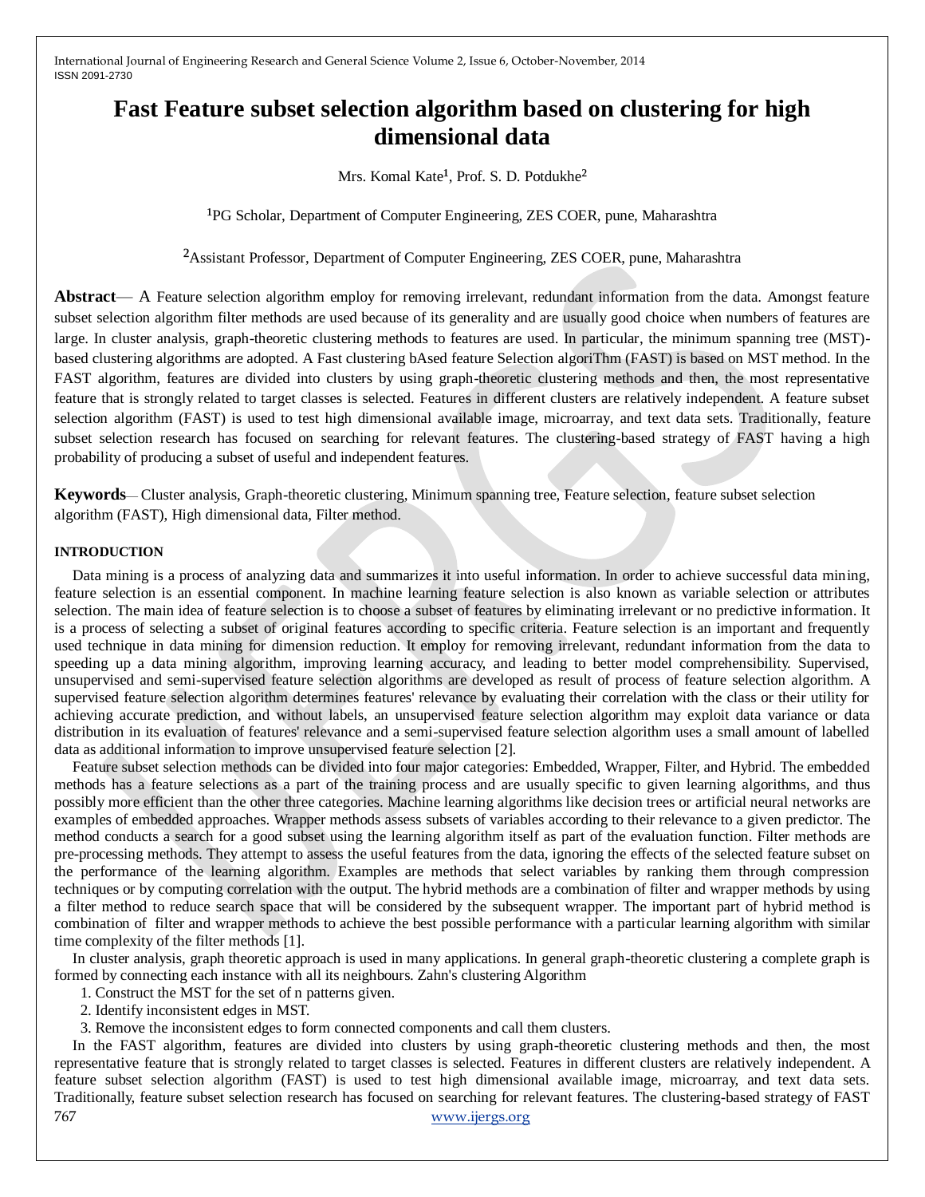# Fast Feature subset selection algorithm based on clustering for high dimensional data

Mrs. Komal Kate[1], Prof. S. D. Potdukhe[2]

[1]PG Scholar, Department of Computer Engineering, ZES COER, pune, Maharashtra

[2]Assistant Professor, Department of Computer Engineering, ZES COER, pune, Maharashtra

**Abstract**— A Feature selection algorithm employ for removing irrelevant, redundant information from the data. Amongst feature subset selection algorithm filter methods are used because of its generality and are usually good choice when numbers of features are large. In cluster analysis, graph-theoretic clustering methods to features are used. In particular, the minimum spanning tree (MST)-based clustering algorithms are adopted. A Fast clustering bAsed feature Selection algoriThm (FAST) is based on MST method. In the FAST algorithm, features are divided into clusters by using graph-theoretic clustering methods and then, the most representative feature that is strongly related to target classes is selected. Features in different clusters are relatively independent. A feature subset selection algorithm (FAST) is used to test high dimensional available image, microarray, and text data sets. Traditionally, feature subset selection research has focused on searching for relevant features. The clustering-based strategy of FAST having a high probability of producing a subset of useful and independent features.

**Keywords**— Cluster analysis, Graph-theoretic clustering, Minimum spanning tree, Feature selection, feature subset selection algorithm (FAST), High dimensional data, Filter method.

## INTRODUCTION

Data mining is a process of analyzing data and summarizes it into useful information. In order to achieve successful data mining, feature selection is an essential component. In machine learning feature selection is also known as variable selection or attributes selection. The main idea of feature selection is to choose a subset of features by eliminating irrelevant or no predictive information. It is a process of selecting a subset of original features according to specific criteria. Feature selection is an important and frequently used technique in data mining for dimension reduction. It employ for removing irrelevant, redundant information from the data to speeding up a data mining algorithm, improving learning accuracy, and leading to better model comprehensibility. Supervised, unsupervised and semi-supervised feature selection algorithms are developed as result of process of feature selection algorithm. A supervised feature selection algorithm determines features' relevance by evaluating their correlation with the class or their utility for achieving accurate prediction, and without labels, an unsupervised feature selection algorithm may exploit data variance or data distribution in its evaluation of features' relevance and a semi-supervised feature selection algorithm uses a small amount of labelled data as additional information to improve unsupervised feature selection [2].

Feature subset selection methods can be divided into four major categories: Embedded, Wrapper, Filter, and Hybrid. The embedded methods has a feature selections as a part of the training process and are usually specific to given learning algorithms, and thus possibly more efficient than the other three categories. Machine learning algorithms like decision trees or artificial neural networks are examples of embedded approaches. Wrapper methods assess subsets of variables according to their relevance to a given predictor. The method conducts a search for a good subset using the learning algorithm itself as part of the evaluation function. Filter methods are pre-processing methods. They attempt to assess the useful features from the data, ignoring the effects of the selected feature subset on the performance of the learning algorithm. Examples are methods that select variables by ranking them through compression techniques or by computing correlation with the output. The hybrid methods are a combination of filter and wrapper methods by using a filter method to reduce search space that will be considered by the subsequent wrapper. The important part of hybrid method is combination of filter and wrapper methods to achieve the best possible performance with a particular learning algorithm with similar time complexity of the filter methods [1].

In cluster analysis, graph theoretic approach is used in many applications. In general graph-theoretic clustering a complete graph is formed by connecting each instance with all its neighbours. Zahn's clustering Algorithm

1. Construct the MST for the set of n patterns given.
2. Identify inconsistent edges in MST.
3. Remove the inconsistent edges to form connected components and call them clusters.

In the FAST algorithm, features are divided into clusters by using graph-theoretic clustering methods and then, the most representative feature that is strongly related to target classes is selected. Features in different clusters are relatively independent. A feature subset selection algorithm (FAST) is used to test high dimensional available image, microarray, and text data sets. Traditionally, feature subset selection research has focused on searching for relevant features. The clustering-based strategy of FAST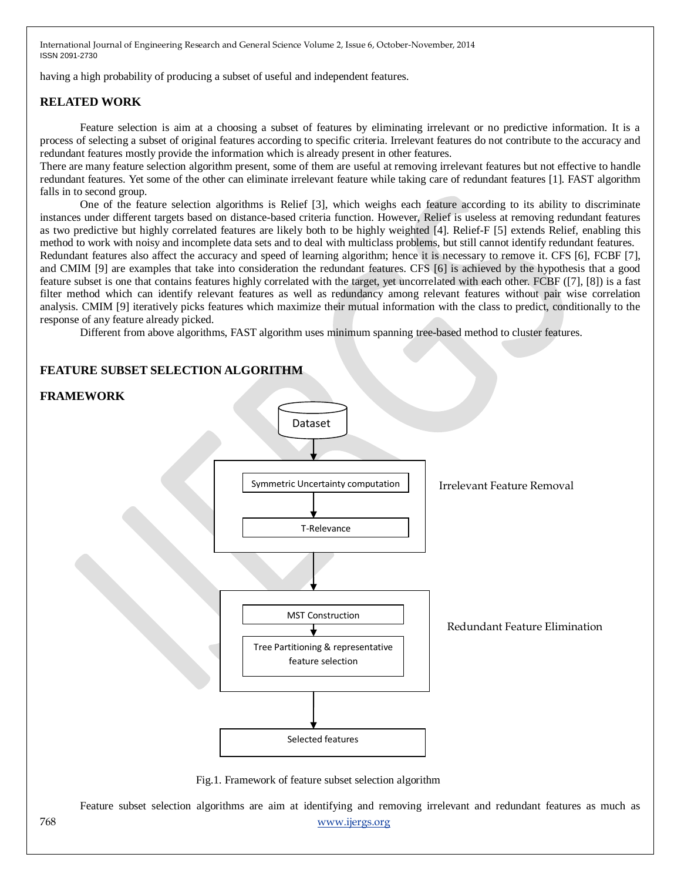having a high probability of producing a subset of useful and independent features.

## RELATED WORK

Feature selection is aim at a choosing a subset of features by eliminating irrelevant or no predictive information. It is a process of selecting a subset of original features according to specific criteria. Irrelevant features do not contribute to the accuracy and redundant features mostly provide the information which is already present in other features.

There are many feature selection algorithm present, some of them are useful at removing irrelevant features but not effective to handle redundant features. Yet some of the other can eliminate irrelevant feature while taking care of redundant features [1]. FAST algorithm falls in to second group.

One of the feature selection algorithms is Relief [3], which weighs each feature according to its ability to discriminate instances under different targets based on distance-based criteria function. However, Relief is useless at removing redundant features as two predictive but highly correlated features are likely both to be highly weighted [4]. Relief-F [5] extends Relief, enabling this method to work with noisy and incomplete data sets and to deal with multiclass problems, but still cannot identify redundant features.

Redundant features also affect the accuracy and speed of learning algorithm; hence it is necessary to remove it. CFS [6], FCBF [7], and CMIM [9] are examples that take into consideration the redundant features. CFS [6] is achieved by the hypothesis that a good feature subset is one that contains features highly correlated with the target, yet uncorrelated with each other. FCBF ([7], [8]) is a fast filter method which can identify relevant features as well as redundancy among relevant features without pair wise correlation analysis. CMIM [9] iteratively picks features which maximize their mutual information with the class to predict, conditionally to the response of any feature already picked.

Different from above algorithms, FAST algorithm uses minimum spanning tree-based method to cluster features.

## FEATURE SUBSET SELECTION ALGORITHM

## FRAMEWORK

Dataset

Symmetric Uncertainty computation

T-Relevance

Irrelevant Feature Removal

MST Construction

Tree Partitioning & representative feature selection

Redundant Feature Elimination

Selected features

Fig.1. Framework of feature subset selection algorithm

Feature subset selection algorithms are aim at identifying and removing irrelevant and redundant features as much as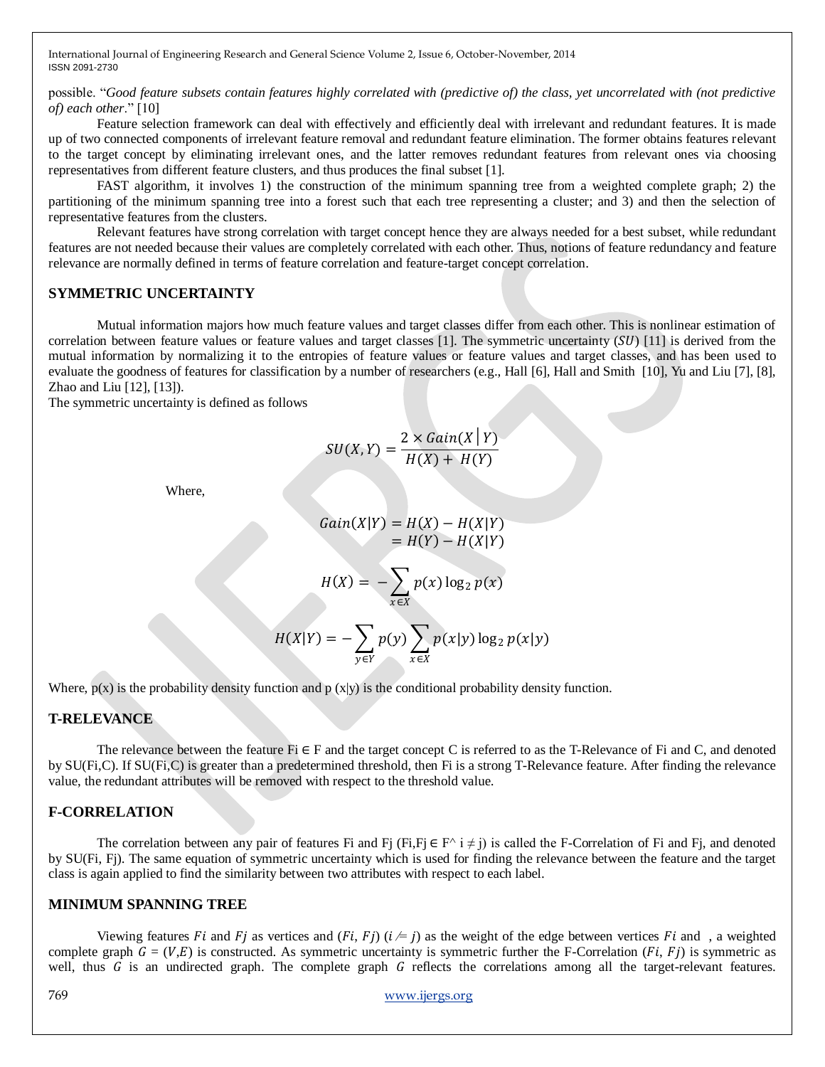possible. "*Good feature subsets contain features highly correlated with (predictive of) the class, yet uncorrelated with (not predictive of) each other*." [10]

Feature selection framework can deal with effectively and efficiently deal with irrelevant and redundant features. It is made up of two connected components of irrelevant feature removal and redundant feature elimination. The former obtains features relevant to the target concept by eliminating irrelevant ones, and the latter removes redundant features from relevant ones via choosing representatives from different feature clusters, and thus produces the final subset [1].

FAST algorithm, it involves 1) the construction of the minimum spanning tree from a weighted complete graph; 2) the partitioning of the minimum spanning tree into a forest such that each tree representing a cluster; and 3) and then the selection of representative features from the clusters.

Relevant features have strong correlation with target concept hence they are always needed for a best subset, while redundant features are not needed because their values are completely correlated with each other. Thus, notions of feature redundancy and feature relevance are normally defined in terms of feature correlation and feature-target concept correlation.

## SYMMETRIC UNCERTAINTY

Mutual information majors how much feature values and target classes differ from each other. This is nonlinear estimation of correlation between feature values or feature values and target classes [1]. The symmetric uncertainty ($SU$) [11] is derived from the mutual information by normalizing it to the entropies of feature values or feature values and target classes, and has been used to evaluate the goodness of features for classification by a number of researchers (e.g., Hall [6], Hall and Smith [10], Yu and Liu [7], [8], Zhao and Liu [12], [13]).

The symmetric uncertainty is defined as follows

$$SU(X,Y) = \frac{2 \times Gain(X|Y)}{H(X) + H(Y)}$$

Where,

$$Gain(X|Y) = H(X) - H(X|Y)$$
$$= H(Y) - H(X|Y)$$

$$H(X) = -\sum_{x \in X} p(x) \log_2 p(x)$$

$$H(X|Y) = -\sum_{y \in Y} p(y) \sum_{x \in X} p(x|y) \log_2 p(x|y)$$

Where, p(x) is the probability density function and p (x|y) is the conditional probability density function.

## T-RELEVANCE

The relevance between the feature $Fi \in F$ and the target concept C is referred to as the T-Relevance of Fi and C, and denoted by SU(Fi,C). If SU(Fi,C) is greater than a predetermined threshold, then Fi is a strong T-Relevance feature. After finding the relevance value, the redundant attributes will be removed with respect to the threshold value.

## F-CORRELATION

The correlation between any pair of features Fi and Fj ($Fi,Fj \in F \wedge i \neq j$) is called the F-Correlation of Fi and Fj, and denoted by SU(Fi, Fj). The same equation of symmetric uncertainty which is used for finding the relevance between the feature and the target class is again applied to find the similarity between two attributes with respect to each label.

## MINIMUM SPANNING TREE

Viewing features $Fi$ and $Fj$ as vertices and $(Fi, Fj)$ $(i \neq j)$ as the weight of the edge between vertices $Fi$ and , a weighted complete graph $G = (V,E)$ is constructed. As symmetric uncertainty is symmetric further the F-Correlation $(Fi, Fj)$ is symmetric as well, thus $G$ is an undirected graph. The complete graph $G$ reflects the correlations among all the target-relevant features.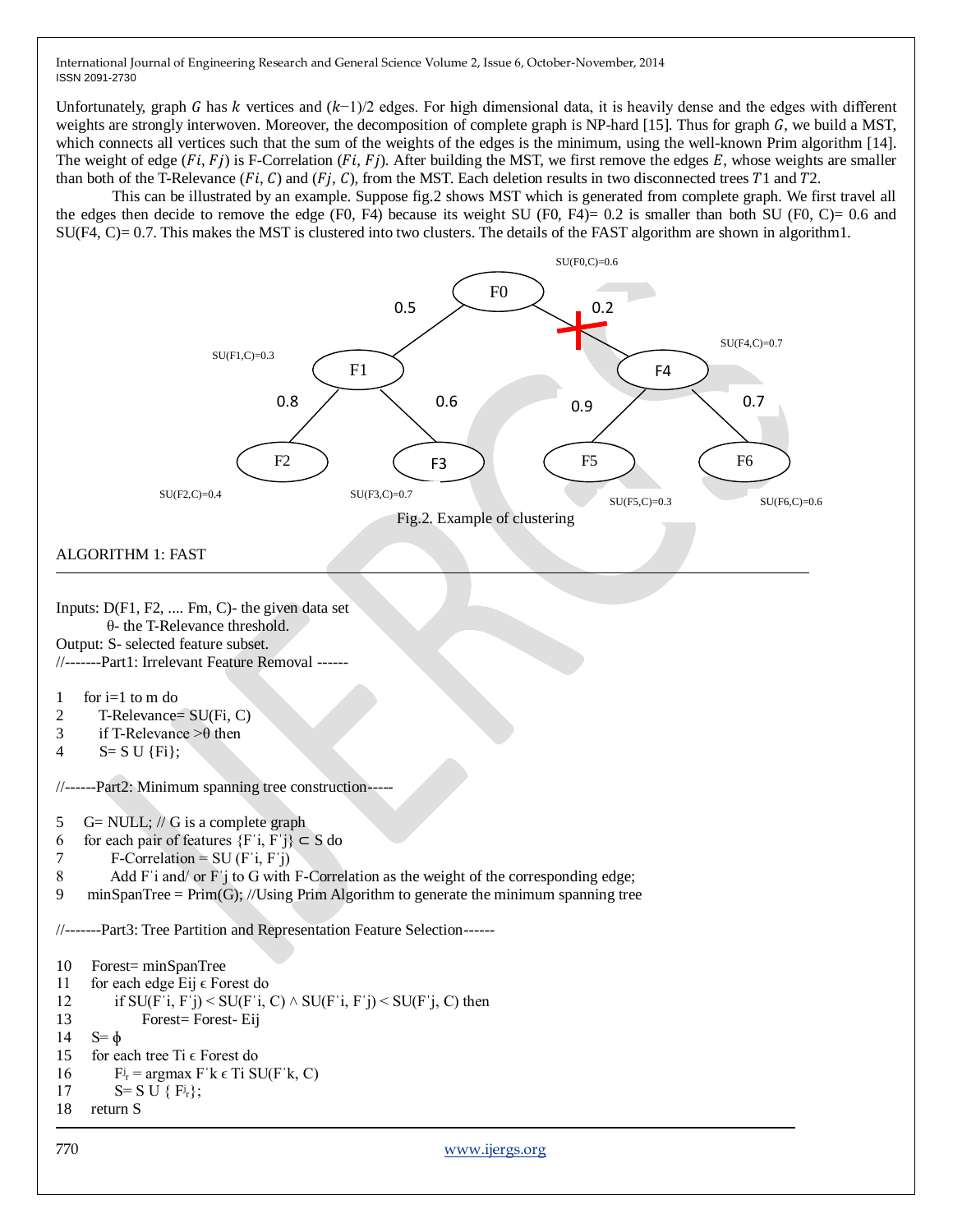Unfortunately, graph $G$ has $k$ vertices and $(k-1)/2$ edges. For high dimensional data, it is heavily dense and the edges with different weights are strongly interwoven. Moreover, the decomposition of complete graph is NP-hard [15]. Thus for graph $G$, we build a MST, which connects all vertices such that the sum of the weights of the edges is the minimum, using the well-known Prim algorithm [14]. The weight of edge $(Fi, Fj)$ is F-Correlation $(Fi, Fj)$. After building the MST, we first remove the edges $E$, whose weights are smaller than both of the T-Relevance $(Fi, C)$ and $(Fj, C)$, from the MST. Each deletion results in two disconnected trees $T1$ and $T2$.

This can be illustrated by an example. Suppose fig.2 shows MST which is generated from complete graph. We first travel all the edges then decide to remove the edge (F0, F4) because its weight SU (F0, F4)= 0.2 is smaller than both SU (F0, C)= 0.6 and SU(F4, C)= 0.7. This makes the MST is clustered into two clusters. The details of the FAST algorithm are shown in algorithm1.

SU(F0,C)=0.6
F0
0.5
0.2
SU(F4,C)=0.7
SU(F1,C)=0.3
F1
F4
0.8
0.6
0.9
0.7
F2
F3
F5
F6
SU(F2,C)=0.4
SU(F3,C)=0.7
SU(F5,C)=0.3
SU(F6,C)=0.6

Fig.2. Example of clustering

ALGORITHM 1: FAST

---

Inputs: D(F1, F2, .... Fm, C)- the given data set
θ- the T-Relevance threshold.
Output: S- selected feature subset.
//-------Part1: Irrelevant Feature Removal ------

```
1    for i=1 to m do
2       T-Relevance= SU(Fi, C)
3       if T-Relevance >θ then
4       S= S U {Fi};
```

//------Part2: Minimum spanning tree construction-----

```
5    G= NULL; // G is a complete graph
6    for each pair of features {F'i, F'j} ⊂ S do
7         F-Correlation = SU (F'i, F'j)
8         Add F'i and/ or F'j to G with F-Correlation as the weight of the corresponding edge;
9     minSpanTree = Prim(G); //Using Prim Algorithm to generate the minimum spanning tree
```

//-------Part3: Tree Partition and Representation Feature Selection------

```
10    Forest= minSpanTree
11    for each edge Eij ϵ Forest do
12         if SU(F'i, F'j) < SU(F'i, C) ∧ SU(F'i, F'j) < SU(F'j, C) then
13               Forest= Forest- Eij
14    S= ϕ
15    for each tree Ti ϵ Forest do
16         F^i_r = argmax F'k ϵ Ti SU(F'k, C)
17         S= S U { F^i_r};
18    return S
```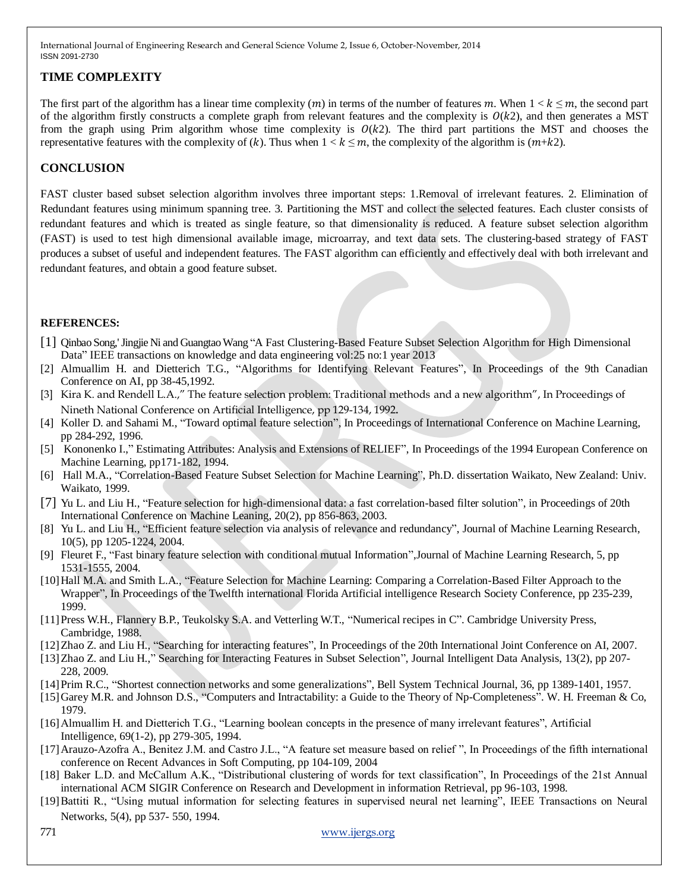## TIME COMPLEXITY

The first part of the algorithm has a linear time complexity $(m)$ in terms of the number of features $m$. When $1 < k \leq m$, the second part of the algorithm firstly constructs a complete graph from relevant features and the complexity is $O(k2)$, and then generates a MST from the graph using Prim algorithm whose time complexity is $O(k2)$. The third part partitions the MST and chooses the representative features with the complexity of $(k)$. Thus when $1 < k \leq m$, the complexity of the algorithm is $(m+k2)$.

## CONCLUSION

FAST cluster based subset selection algorithm involves three important steps: 1.Removal of irrelevant features. 2. Elimination of Redundant features using minimum spanning tree. 3. Partitioning the MST and collect the selected features. Each cluster consists of redundant features and which is treated as single feature, so that dimensionality is reduced. A feature subset selection algorithm (FAST) is used to test high dimensional available image, microarray, and text data sets. The clustering-based strategy of FAST produces a subset of useful and independent features. The FAST algorithm can efficiently and effectively deal with both irrelevant and redundant features, and obtain a good feature subset.

**REFERENCES:**

[1] Qinbao Song,' Jingjie Ni and Guangtao Wang "A Fast Clustering-Based Feature Subset Selection Algorithm for High Dimensional Data" IEEE transactions on knowledge and data engineering vol:25 no:1 year 2013

[2] Almuallim H. and Dietterich T.G., "Algorithms for Identifying Relevant Features", In Proceedings of the 9th Canadian Conference on AI, pp 38-45,1992.

[3] Kira K. and Rendell L.A.," The feature selection problem: Traditional methods and a new algorithm", In Proceedings of Nineth National Conference on Artificial Intelligence, pp 129-134, 1992.

[4] Koller D. and Sahami M., "Toward optimal feature selection", In Proceedings of International Conference on Machine Learning, pp 284-292, 1996.

[5] Kononenko I.," Estimating Attributes: Analysis and Extensions of RELIEF", In Proceedings of the 1994 European Conference on Machine Learning, pp171-182, 1994.

[6] Hall M.A., "Correlation-Based Feature Subset Selection for Machine Learning", Ph.D. dissertation Waikato, New Zealand: Univ. Waikato, 1999.

[7] Yu L. and Liu H., "Feature selection for high-dimensional data: a fast correlation-based filter solution", in Proceedings of 20th International Conference on Machine Leaning, 20(2), pp 856-863, 2003.

[8] Yu L. and Liu H., "Efficient feature selection via analysis of relevance and redundancy", Journal of Machine Learning Research, 10(5), pp 1205-1224, 2004.

[9] Fleuret F., "Fast binary feature selection with conditional mutual Information",Journal of Machine Learning Research, 5, pp 1531-1555, 2004.

[10] Hall M.A. and Smith L.A., "Feature Selection for Machine Learning: Comparing a Correlation-Based Filter Approach to the Wrapper", In Proceedings of the Twelfth international Florida Artificial intelligence Research Society Conference, pp 235-239, 1999.

[11] Press W.H., Flannery B.P., Teukolsky S.A. and Vetterling W.T., "Numerical recipes in C". Cambridge University Press, Cambridge, 1988.

[12] Zhao Z. and Liu H., "Searching for interacting features", In Proceedings of the 20th International Joint Conference on AI, 2007.

[13] Zhao Z. and Liu H.," Searching for Interacting Features in Subset Selection", Journal Intelligent Data Analysis, 13(2), pp 207-228, 2009.

[14] Prim R.C., "Shortest connection networks and some generalizations", Bell System Technical Journal, 36, pp 1389-1401, 1957.

[15] Garey M.R. and Johnson D.S., "Computers and Intractability: a Guide to the Theory of Np-Completeness". W. H. Freeman & Co, 1979.

[16] Almuallim H. and Dietterich T.G., "Learning boolean concepts in the presence of many irrelevant features", Artificial Intelligence, 69(1-2), pp 279-305, 1994.

[17] Arauzo-Azofra A., Benitez J.M. and Castro J.L., "A feature set measure based on relief ", In Proceedings of the fifth international conference on Recent Advances in Soft Computing, pp 104-109, 2004

[18] Baker L.D. and McCallum A.K., "Distributional clustering of words for text classification", In Proceedings of the 21st Annual international ACM SIGIR Conference on Research and Development in information Retrieval, pp 96-103, 1998.

[19] Battiti R., "Using mutual information for selecting features in supervised neural net learning", IEEE Transactions on Neural Networks, 5(4), pp 537- 550, 1994.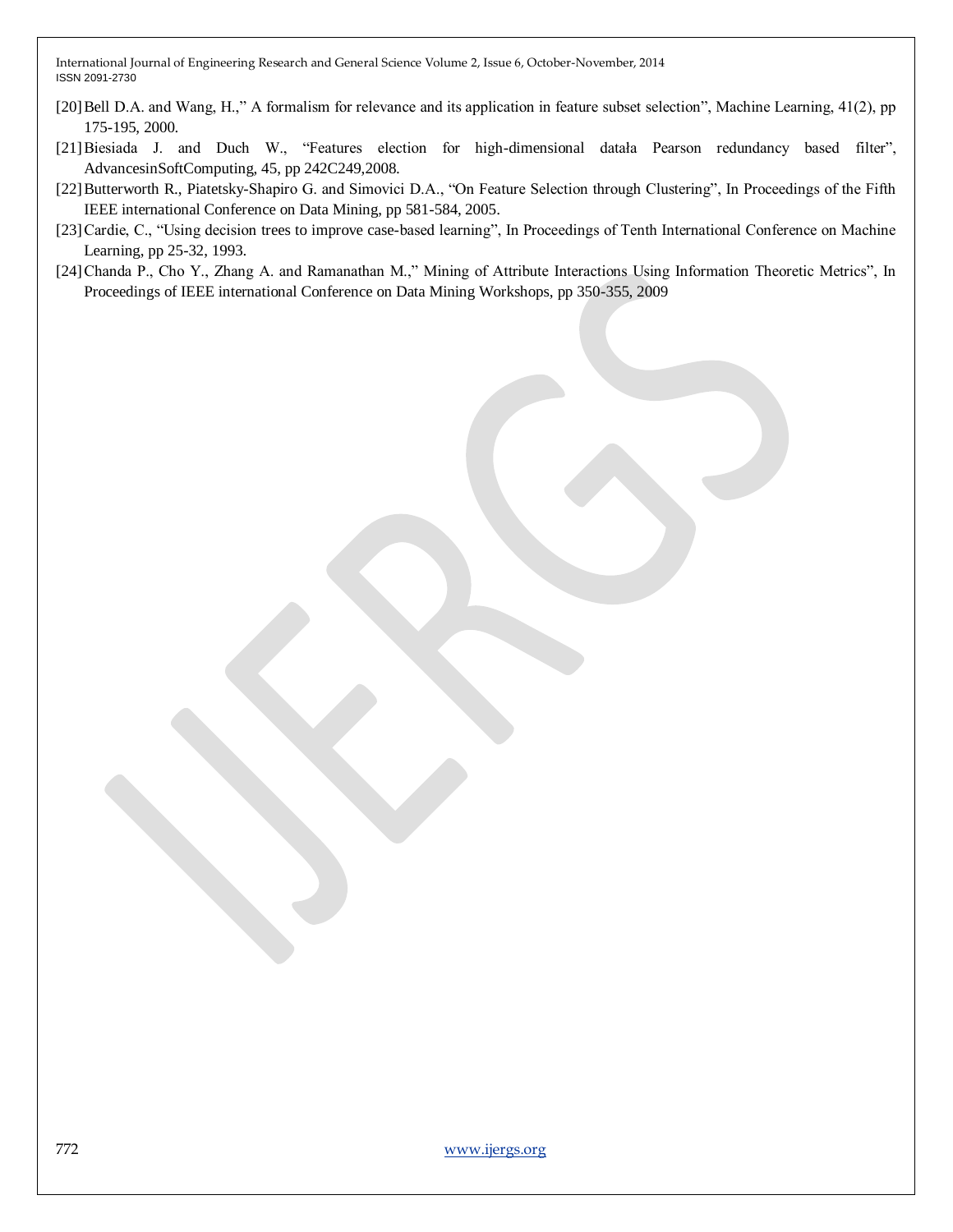[20] Bell D.A. and Wang, H.," A formalism for relevance and its application in feature subset selection", Machine Learning, 41(2), pp 175-195, 2000.

[21] Biesiada J. and Duch W., "Features election for high-dimensional datała Pearson redundancy based filter", AdvancesinSoftComputing, 45, pp 242C249,2008.

[22] Butterworth R., Piatetsky-Shapiro G. and Simovici D.A., "On Feature Selection through Clustering", In Proceedings of the Fifth IEEE international Conference on Data Mining, pp 581-584, 2005.

[23] Cardie, C., "Using decision trees to improve case-based learning", In Proceedings of Tenth International Conference on Machine Learning, pp 25-32, 1993.

[24] Chanda P., Cho Y., Zhang A. and Ramanathan M.," Mining of Attribute Interactions Using Information Theoretic Metrics", In Proceedings of IEEE international Conference on Data Mining Workshops, pp 350-355, 2009